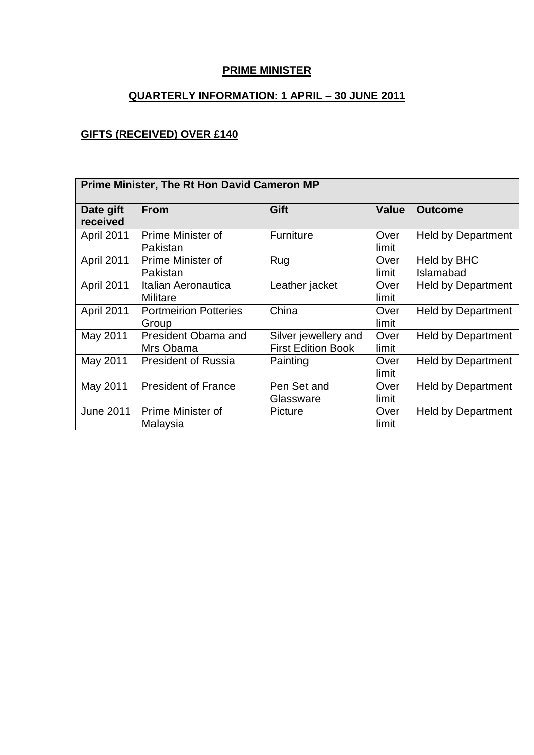**PRIME MINISTER**

**QUARTERLY INFORMATION: 1 APRIL – 30 JUNE 2011**

**GIFTS (RECEIVED) OVER £140**

| Prime Minister, The Rt Hon David Cameron MP | | | | |
|---|---|---|---|---|
| **Date gift received** | **From** | **Gift** | **Value** | **Outcome** |
| April 2011 | Prime Minister of Pakistan | Furniture | Over limit | Held by Department |
| April 2011 | Prime Minister of Pakistan | Rug | Over limit | Held by BHC Islamabad |
| April 2011 | Italian Aeronautica Militare | Leather jacket | Over limit | Held by Department |
| April 2011 | Portmeirion Potteries Group | China | Over limit | Held by Department |
| May 2011 | President Obama and Mrs Obama | Silver jewellery and First Edition Book | Over limit | Held by Department |
| May 2011 | President of Russia | Painting | Over limit | Held by Department |
| May 2011 | President of France | Pen Set and Glassware | Over limit | Held by Department |
| June 2011 | Prime Minister of Malaysia | Picture | Over limit | Held by Department |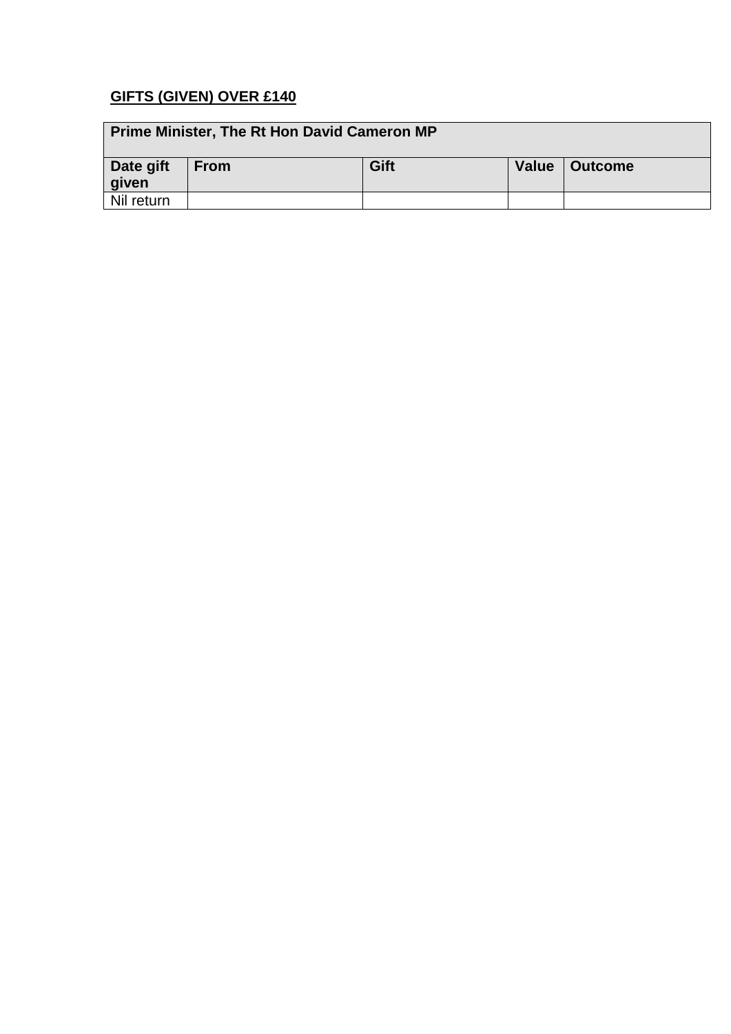**GIFTS (GIVEN) OVER £140**

| Prime Minister, The Rt Hon David Cameron MP | | | | |
|---|---|---|---|---|
| **Date gift given** | **From** | **Gift** | **Value** | **Outcome** |
| Nil return | | | | |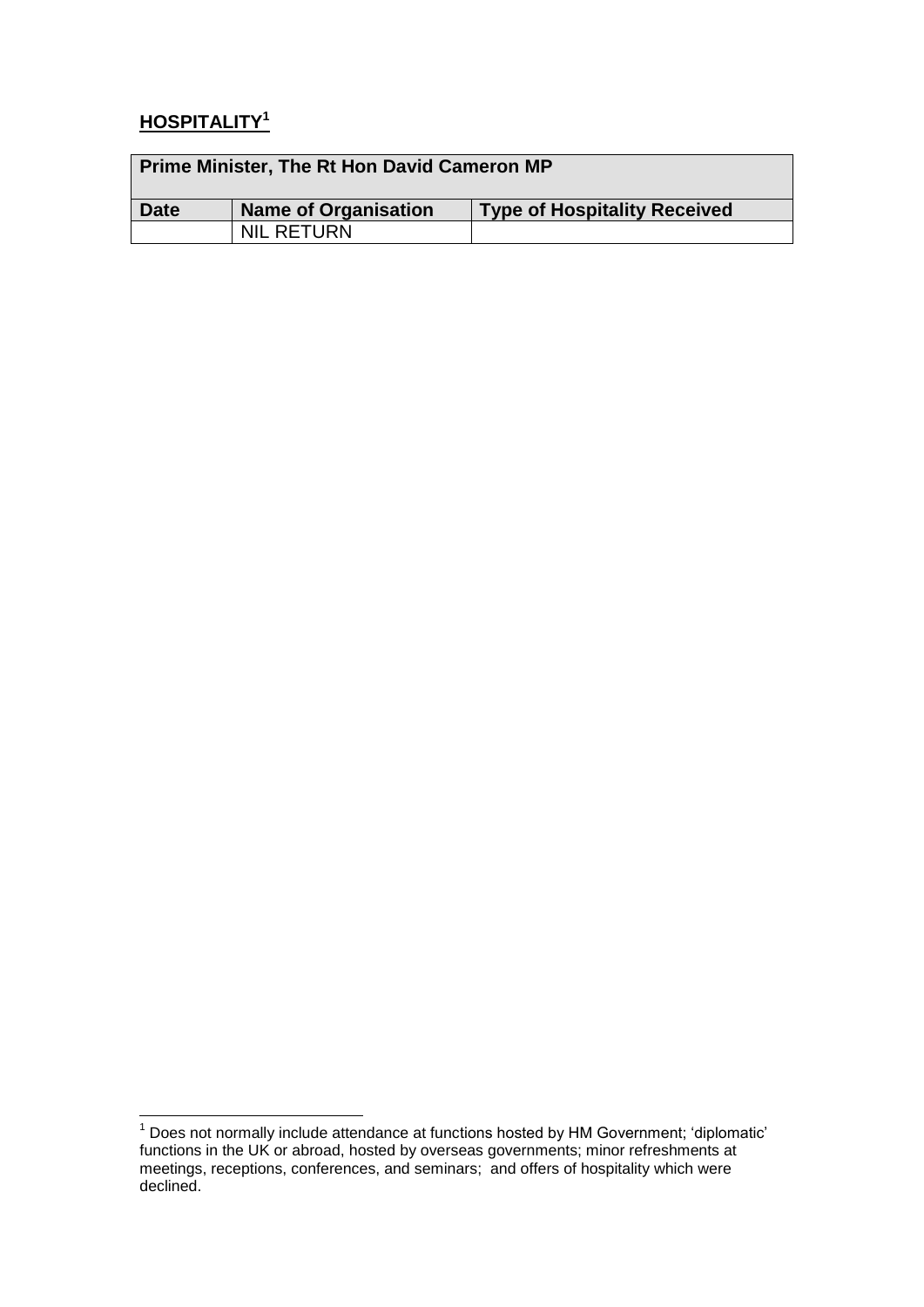## HOSPITALITY[1]

| Prime Minister, The Rt Hon David Cameron MP | | |
|---|---|---|
| **Date** | **Name of Organisation** | **Type of Hospitality Received** |
| | NIL RETURN | |

[1] Does not normally include attendance at functions hosted by HM Government; 'diplomatic' functions in the UK or abroad, hosted by overseas governments; minor refreshments at meetings, receptions, conferences, and seminars; and offers of hospitality which were declined.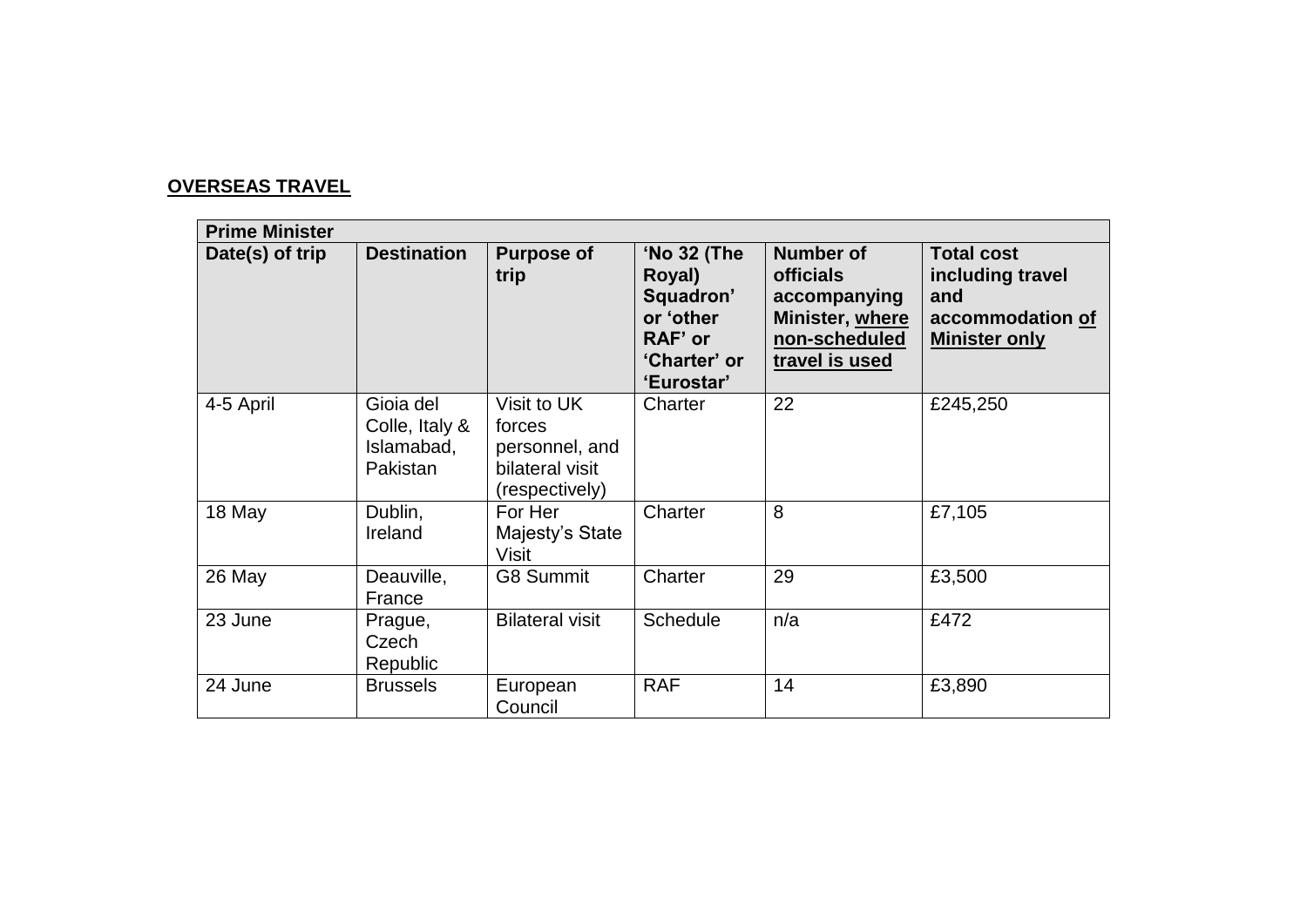**OVERSEAS TRAVEL**

| Prime Minister | | | | | |
|---|---|---|---|---|---|
| **Date(s) of trip** | **Destination** | **Purpose of trip** | **'No 32 (The Royal) Squadron' or 'other RAF' or 'Charter' or 'Eurostar'** | **Number of officials accompanying Minister, where non-scheduled travel is used** | **Total cost including travel and accommodation of Minister only** |
| 4-5 April | Gioia del Colle, Italy & Islamabad, Pakistan | Visit to UK forces personnel, and bilateral visit (respectively) | Charter | 22 | £245,250 |
| 18 May | Dublin, Ireland | For Her Majesty's State Visit | Charter | 8 | £7,105 |
| 26 May | Deauville, France | G8 Summit | Charter | 29 | £3,500 |
| 23 June | Prague, Czech Republic | Bilateral visit | Schedule | n/a | £472 |
| 24 June | Brussels | European Council | RAF | 14 | £3,890 |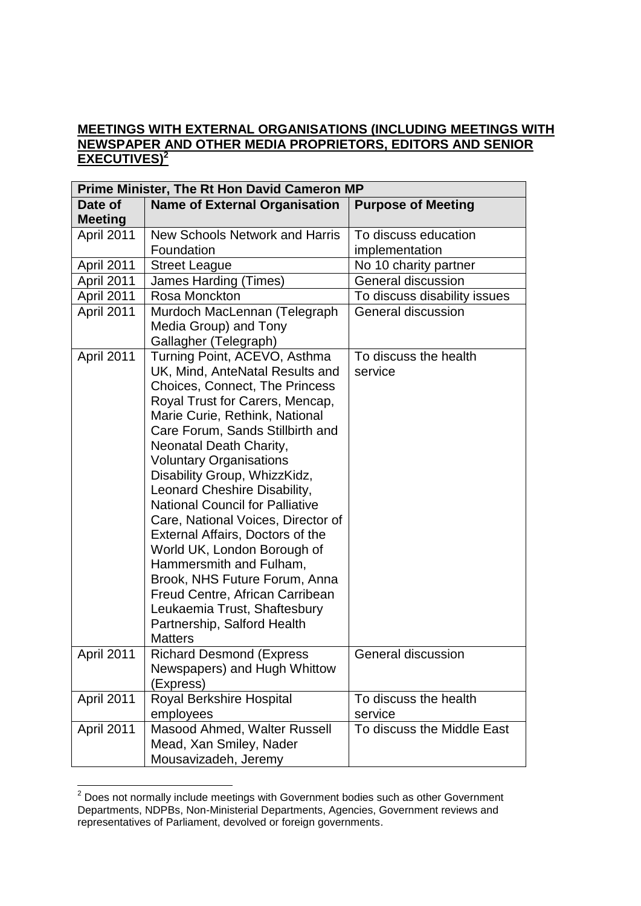**MEETINGS WITH EXTERNAL ORGANISATIONS (INCLUDING MEETINGS WITH NEWSPAPER AND OTHER MEDIA PROPRIETORS, EDITORS AND SENIOR EXECUTIVES)[2]**

| Prime Minister, The Rt Hon David Cameron MP | | |
|---|---|---|
| **Date of Meeting** | **Name of External Organisation** | **Purpose of Meeting** |
| April 2011 | New Schools Network and Harris Foundation | To discuss education implementation |
| April 2011 | Street League | No 10 charity partner |
| April 2011 | James Harding (Times) | General discussion |
| April 2011 | Rosa Monckton | To discuss disability issues |
| April 2011 | Murdoch MacLennan (Telegraph Media Group) and Tony Gallagher (Telegraph) | General discussion |
| April 2011 | Turning Point, ACEVO, Asthma UK, Mind, AnteNatal Results and Choices, Connect, The Princess Royal Trust for Carers, Mencap, Marie Curie, Rethink, National Care Forum, Sands Stillbirth and Neonatal Death Charity, Voluntary Organisations Disability Group, WhizzKidz, Leonard Cheshire Disability, National Council for Palliative Care, National Voices, Director of External Affairs, Doctors of the World UK, London Borough of Hammersmith and Fulham, Brook, NHS Future Forum, Anna Freud Centre, African Carribean Leukaemia Trust, Shaftesbury Partnership, Salford Health Matters | To discuss the health service |
| April 2011 | Richard Desmond (Express Newspapers) and Hugh Whittow (Express) | General discussion |
| April 2011 | Royal Berkshire Hospital employees | To discuss the health service |
| April 2011 | Masood Ahmed, Walter Russell Mead, Xan Smiley, Nader Mousavizadeh, Jeremy | To discuss the Middle East |

[2] Does not normally include meetings with Government bodies such as other Government Departments, NDPBs, Non-Ministerial Departments, Agencies, Government reviews and representatives of Parliament, devolved or foreign governments.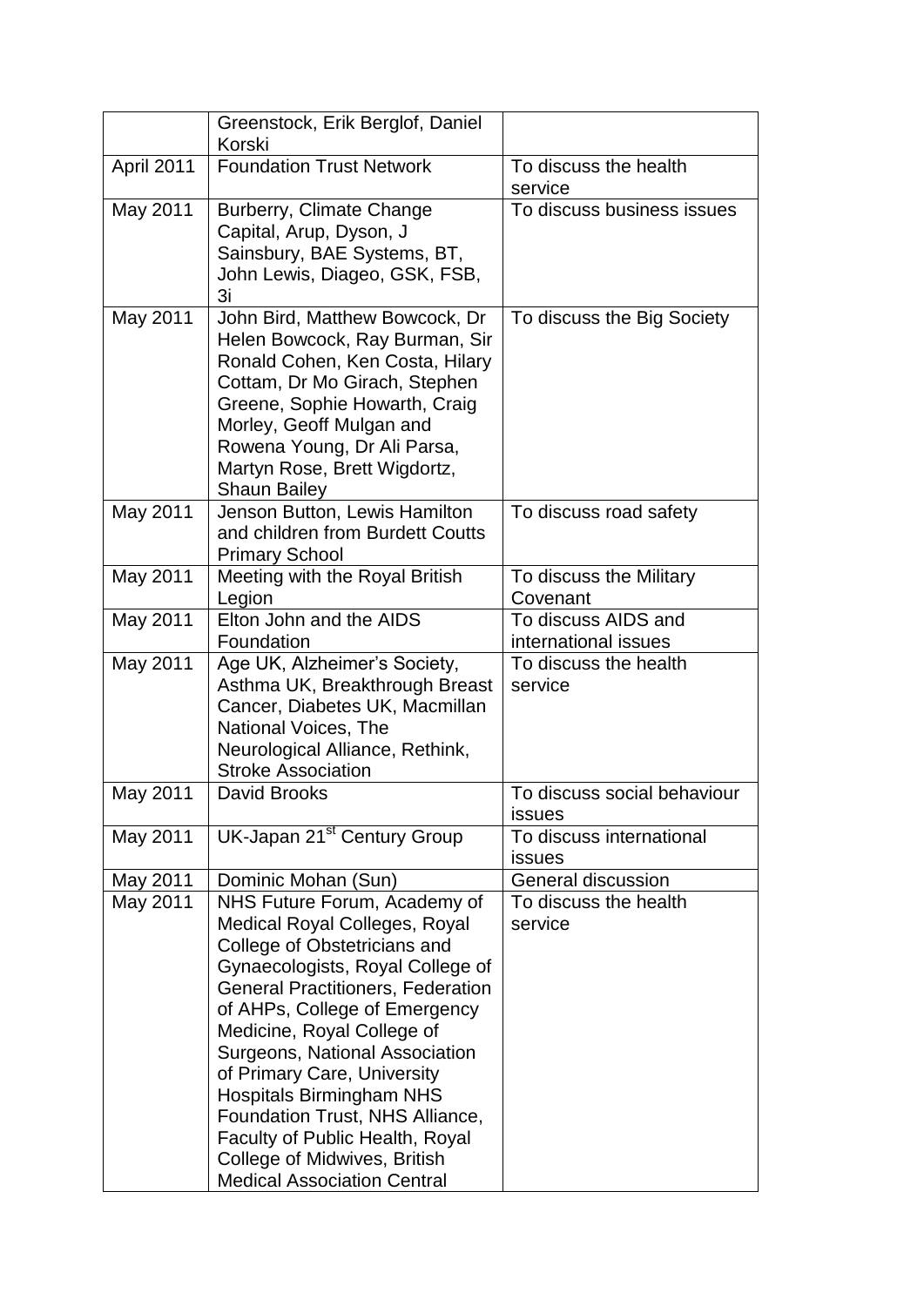| | | |
|---|---|---|
| | Greenstock, Erik Berglof, Daniel Korski | |
| April 2011 | Foundation Trust Network | To discuss the health service |
| May 2011 | Burberry, Climate Change Capital, Arup, Dyson, J Sainsbury, BAE Systems, BT, John Lewis, Diageo, GSK, FSB, 3i | To discuss business issues |
| May 2011 | John Bird, Matthew Bowcock, Dr Helen Bowcock, Ray Burman, Sir Ronald Cohen, Ken Costa, Hilary Cottam, Dr Mo Girach, Stephen Greene, Sophie Howarth, Craig Morley, Geoff Mulgan and Rowena Young, Dr Ali Parsa, Martyn Rose, Brett Wigdortz, Shaun Bailey | To discuss the Big Society |
| May 2011 | Jenson Button, Lewis Hamilton and children from Burdett Coutts Primary School | To discuss road safety |
| May 2011 | Meeting with the Royal British Legion | To discuss the Military Covenant |
| May 2011 | Elton John and the AIDS Foundation | To discuss AIDS and international issues |
| May 2011 | Age UK, Alzheimer's Society, Asthma UK, Breakthrough Breast Cancer, Diabetes UK, Macmillan National Voices, The Neurological Alliance, Rethink, Stroke Association | To discuss the health service |
| May 2011 | David Brooks | To discuss social behaviour issues |
| May 2011 | UK-Japan 21st Century Group | To discuss international issues |
| May 2011 | Dominic Mohan (Sun) | General discussion |
| May 2011 | NHS Future Forum, Academy of Medical Royal Colleges, Royal College of Obstetricians and Gynaecologists, Royal College of General Practitioners, Federation of AHPs, College of Emergency Medicine, Royal College of Surgeons, National Association of Primary Care, University Hospitals Birmingham NHS Foundation Trust, NHS Alliance, Faculty of Public Health, Royal College of Midwives, British Medical Association Central | To discuss the health service |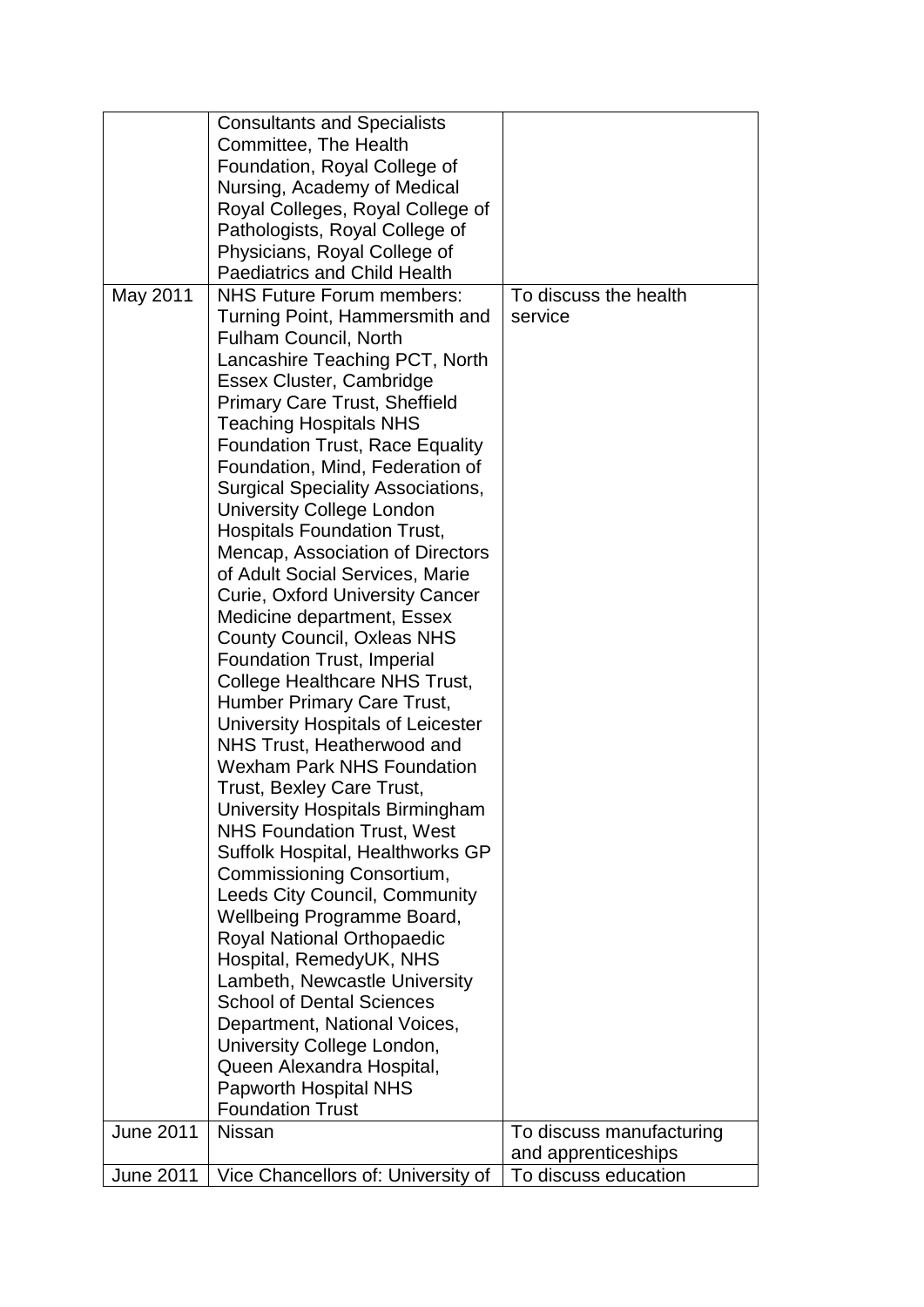| | | |
|---|---|---|
| | Consultants and Specialists Committee, The Health Foundation, Royal College of Nursing, Academy of Medical Royal Colleges, Royal College of Pathologists, Royal College of Physicians, Royal College of Paediatrics and Child Health | |
| May 2011 | NHS Future Forum members: Turning Point, Hammersmith and Fulham Council, North Lancashire Teaching PCT, North Essex Cluster, Cambridge Primary Care Trust, Sheffield Teaching Hospitals NHS Foundation Trust, Race Equality Foundation, Mind, Federation of Surgical Speciality Associations, University College London Hospitals Foundation Trust, Mencap, Association of Directors of Adult Social Services, Marie Curie, Oxford University Cancer Medicine department, Essex County Council, Oxleas NHS Foundation Trust, Imperial College Healthcare NHS Trust, Humber Primary Care Trust, University Hospitals of Leicester NHS Trust, Heatherwood and Wexham Park NHS Foundation Trust, Bexley Care Trust, University Hospitals Birmingham NHS Foundation Trust, West Suffolk Hospital, Healthworks GP Commissioning Consortium, Leeds City Council, Community Wellbeing Programme Board, Royal National Orthopaedic Hospital, RemedyUK, NHS Lambeth, Newcastle University School of Dental Sciences Department, National Voices, University College London, Queen Alexandra Hospital, Papworth Hospital NHS Foundation Trust | To discuss the health service |
| June 2011 | Nissan | To discuss manufacturing and apprenticeships |
| June 2011 | Vice Chancellors of: University of | To discuss education |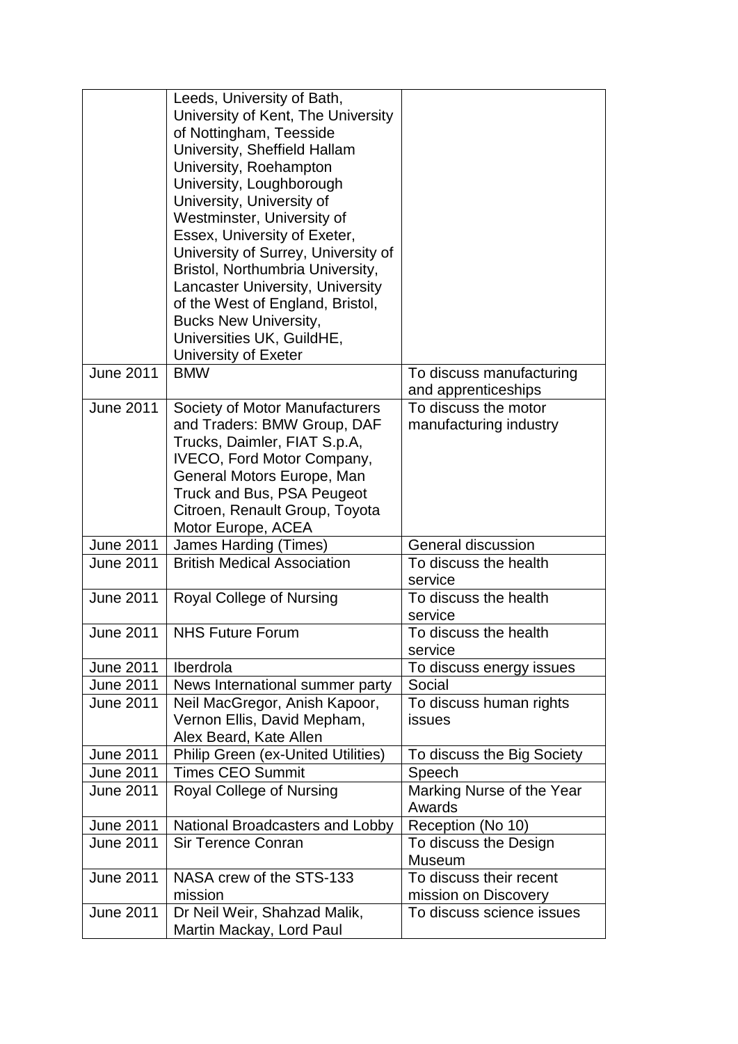| | | |
|---|---|---|
| | Leeds, University of Bath, University of Kent, The University of Nottingham, Teesside University, Sheffield Hallam University, Roehampton University, Loughborough University, University of Westminster, University of Essex, University of Exeter, University of Surrey, University of Bristol, Northumbria University, Lancaster University, University of the West of England, Bristol, Bucks New University, Universities UK, GuildHE, University of Exeter | |
| June 2011 | BMW | To discuss manufacturing and apprenticeships |
| June 2011 | Society of Motor Manufacturers and Traders: BMW Group, DAF Trucks, Daimler, FIAT S.p.A, IVECO, Ford Motor Company, General Motors Europe, Man Truck and Bus, PSA Peugeot Citroen, Renault Group, Toyota Motor Europe, ACEA | To discuss the motor manufacturing industry |
| June 2011 | James Harding (Times) | General discussion |
| June 2011 | British Medical Association | To discuss the health service |
| June 2011 | Royal College of Nursing | To discuss the health service |
| June 2011 | NHS Future Forum | To discuss the health service |
| June 2011 | Iberdrola | To discuss energy issues |
| June 2011 | News International summer party | Social |
| June 2011 | Neil MacGregor, Anish Kapoor, Vernon Ellis, David Mepham, Alex Beard, Kate Allen | To discuss human rights issues |
| June 2011 | Philip Green (ex-United Utilities) | To discuss the Big Society |
| June 2011 | Times CEO Summit | Speech |
| June 2011 | Royal College of Nursing | Marking Nurse of the Year Awards |
| June 2011 | National Broadcasters and Lobby | Reception (No 10) |
| June 2011 | Sir Terence Conran | To discuss the Design Museum |
| June 2011 | NASA crew of the STS-133 mission | To discuss their recent mission on Discovery |
| June 2011 | Dr Neil Weir, Shahzad Malik, Martin Mackay, Lord Paul | To discuss science issues |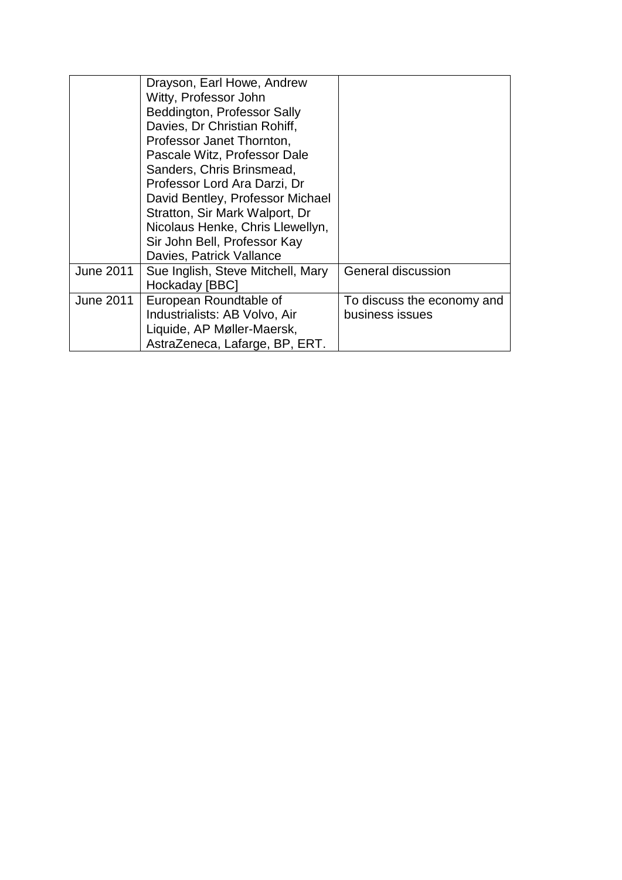| | | |
|---|---|---|
| | Drayson, Earl Howe, Andrew Witty, Professor John Beddington, Professor Sally Davies, Dr Christian Rohiff, Professor Janet Thornton, Pascale Witz, Professor Dale Sanders, Chris Brinsmead, Professor Lord Ara Darzi, Dr David Bentley, Professor Michael Stratton, Sir Mark Walport, Dr Nicolaus Henke, Chris Llewellyn, Sir John Bell, Professor Kay Davies, Patrick Vallance | |
| June 2011 | Sue Inglish, Steve Mitchell, Mary Hockaday [BBC] | General discussion |
| June 2011 | European Roundtable of Industrialists: AB Volvo, Air Liquide, AP Møller-Maersk, AstraZeneca, Lafarge, BP, ERT. | To discuss the economy and business issues |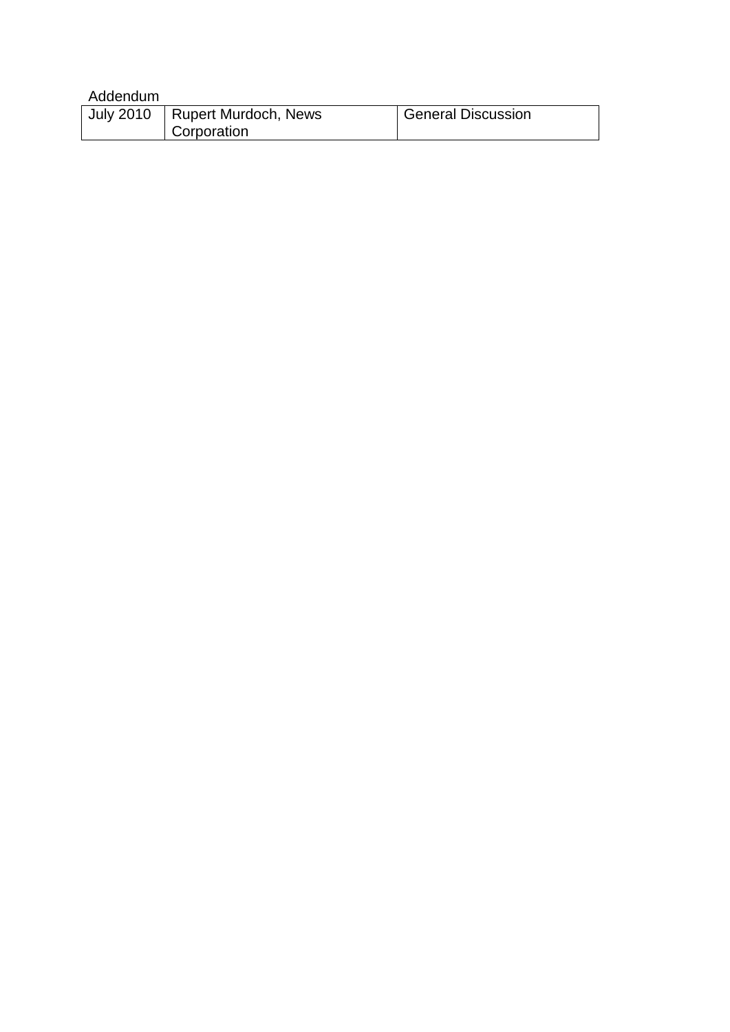Addendum

| | | |
|---|---|---|
| July 2010 | Rupert Murdoch, News Corporation | General Discussion |